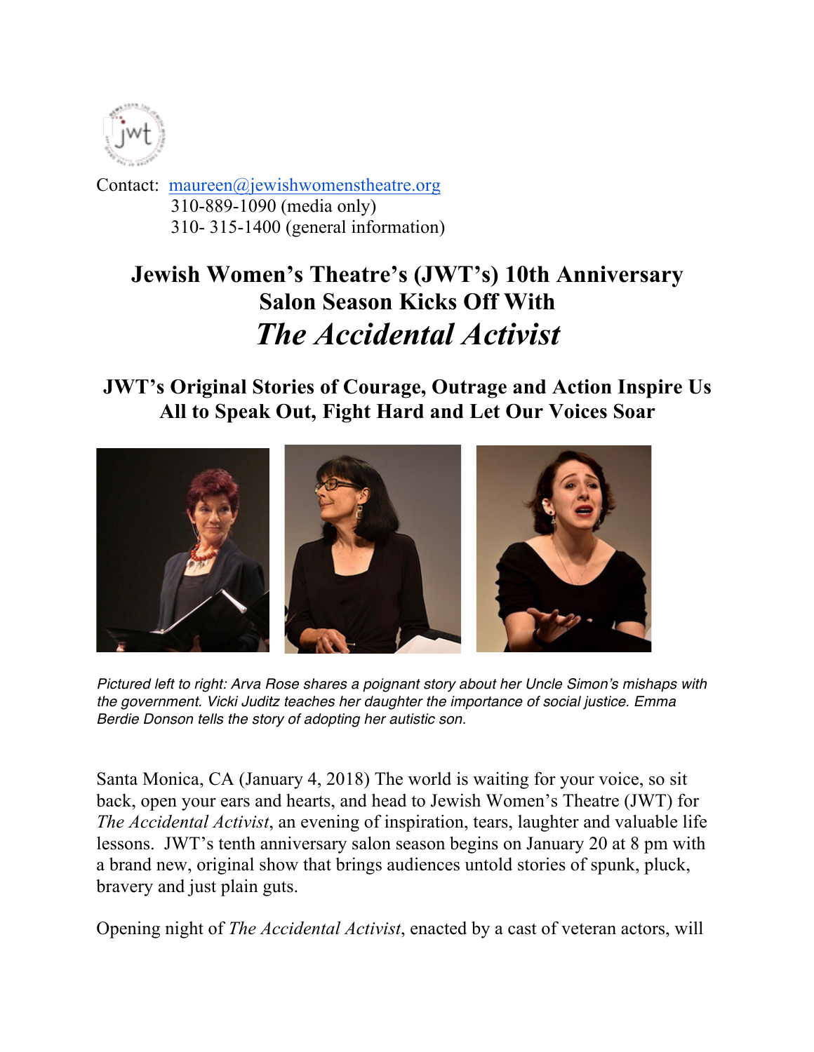Contact: maureen@jewishwomenstheatre.org
310-889-1090 (media only)
310- 315-1400 (general information)

# Jewish Women's Theatre's (JWT's) 10th Anniversary Salon Season Kicks Off With *The Accidental Activist*

## JWT's Original Stories of Courage, Outrage and Action Inspire Us All to Speak Out, Fight Hard and Let Our Voices Soar

*Pictured left to right: Arva Rose shares a poignant story about her Uncle Simon's mishaps with the government. Vicki Juditz teaches her daughter the importance of social justice. Emma Berdie Donson tells the story of adopting her autistic son.*

Santa Monica, CA (January 4, 2018) The world is waiting for your voice, so sit back, open your ears and hearts, and head to Jewish Women's Theatre (JWT) for *The Accidental Activist*, an evening of inspiration, tears, laughter and valuable life lessons. JWT's tenth anniversary salon season begins on January 20 at 8 pm with a brand new, original show that brings audiences untold stories of spunk, pluck, bravery and just plain guts.

Opening night of *The Accidental Activist*, enacted by a cast of veteran actors, will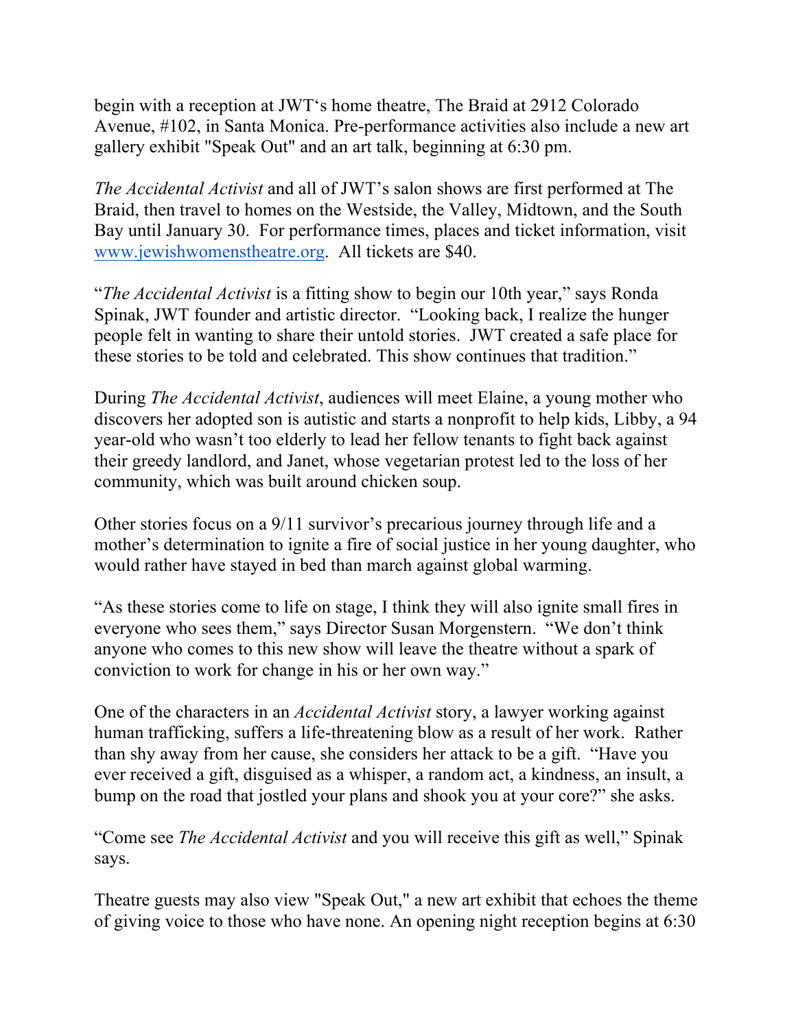begin with a reception at JWT's home theatre, The Braid at 2912 Colorado Avenue, #102, in Santa Monica. Pre-performance activities also include a new art gallery exhibit "Speak Out" and an art talk, beginning at 6:30 pm.

*The Accidental Activist* and all of JWT's salon shows are first performed at The Braid, then travel to homes on the Westside, the Valley, Midtown, and the South Bay until January 30. For performance times, places and ticket information, visit [www.jewishwomenstheatre.org](http://www.jewishwomenstheatre.org). All tickets are $40.

"*The Accidental Activist* is a fitting show to begin our 10th year," says Ronda Spinak, JWT founder and artistic director. "Looking back, I realize the hunger people felt in wanting to share their untold stories. JWT created a safe place for these stories to be told and celebrated. This show continues that tradition."

During *The Accidental Activist*, audiences will meet Elaine, a young mother who discovers her adopted son is autistic and starts a nonprofit to help kids, Libby, a 94 year-old who wasn't too elderly to lead her fellow tenants to fight back against their greedy landlord, and Janet, whose vegetarian protest led to the loss of her community, which was built around chicken soup.

Other stories focus on a 9/11 survivor's precarious journey through life and a mother's determination to ignite a fire of social justice in her young daughter, who would rather have stayed in bed than march against global warming.

"As these stories come to life on stage, I think they will also ignite small fires in everyone who sees them," says Director Susan Morgenstern. "We don't think anyone who comes to this new show will leave the theatre without a spark of conviction to work for change in his or her own way."

One of the characters in an *Accidental Activist* story, a lawyer working against human trafficking, suffers a life-threatening blow as a result of her work. Rather than shy away from her cause, she considers her attack to be a gift. "Have you ever received a gift, disguised as a whisper, a random act, a kindness, an insult, a bump on the road that jostled your plans and shook you at your core?" she asks.

"Come see *The Accidental Activist* and you will receive this gift as well," Spinak says.

Theatre guests may also view "Speak Out," a new art exhibit that echoes the theme of giving voice to those who have none. An opening night reception begins at 6:30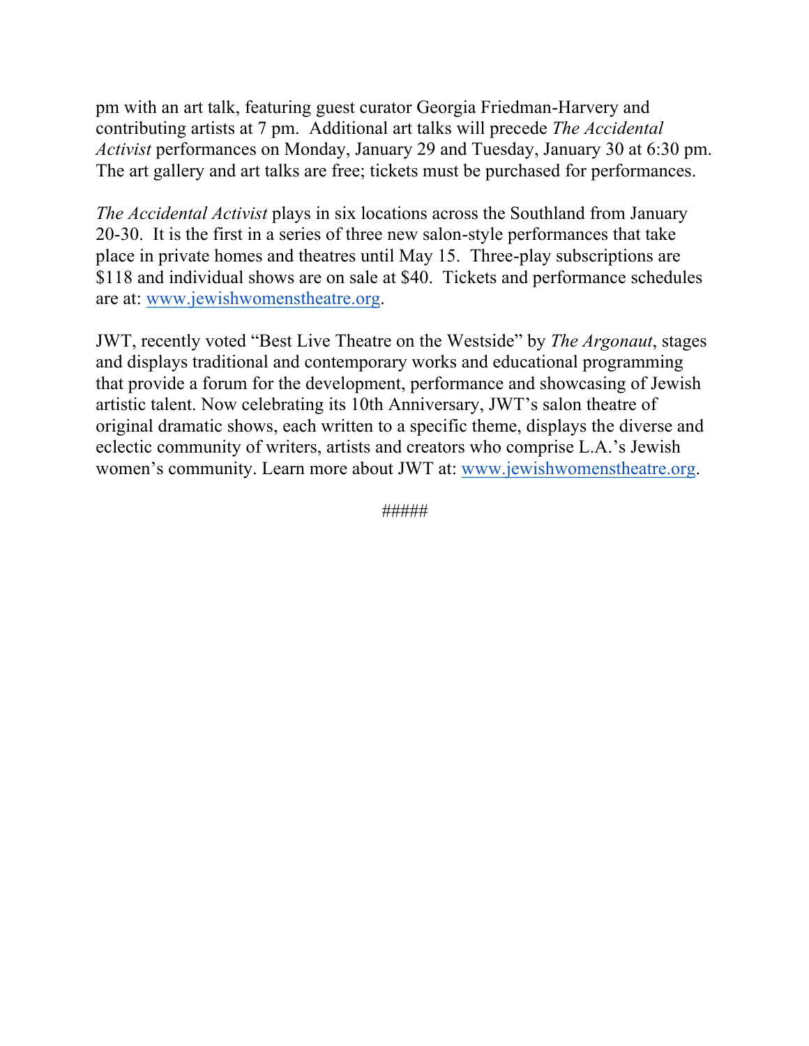pm with an art talk, featuring guest curator Georgia Friedman-Harvery and contributing artists at 7 pm. Additional art talks will precede *The Accidental Activist* performances on Monday, January 29 and Tuesday, January 30 at 6:30 pm. The art gallery and art talks are free; tickets must be purchased for performances.

*The Accidental Activist* plays in six locations across the Southland from January 20-30. It is the first in a series of three new salon-style performances that take place in private homes and theatres until May 15. Three-play subscriptions are $118 and individual shows are on sale at $40. Tickets and performance schedules are at: [www.jewishwomenstheatre.org](http://www.jewishwomenstheatre.org).

JWT, recently voted "Best Live Theatre on the Westside" by *The Argonaut*, stages and displays traditional and contemporary works and educational programming that provide a forum for the development, performance and showcasing of Jewish artistic talent. Now celebrating its 10th Anniversary, JWT's salon theatre of original dramatic shows, each written to a specific theme, displays the diverse and eclectic community of writers, artists and creators who comprise L.A.'s Jewish women's community. Learn more about JWT at: [www.jewishwomenstheatre.org](http://www.jewishwomenstheatre.org).

#####